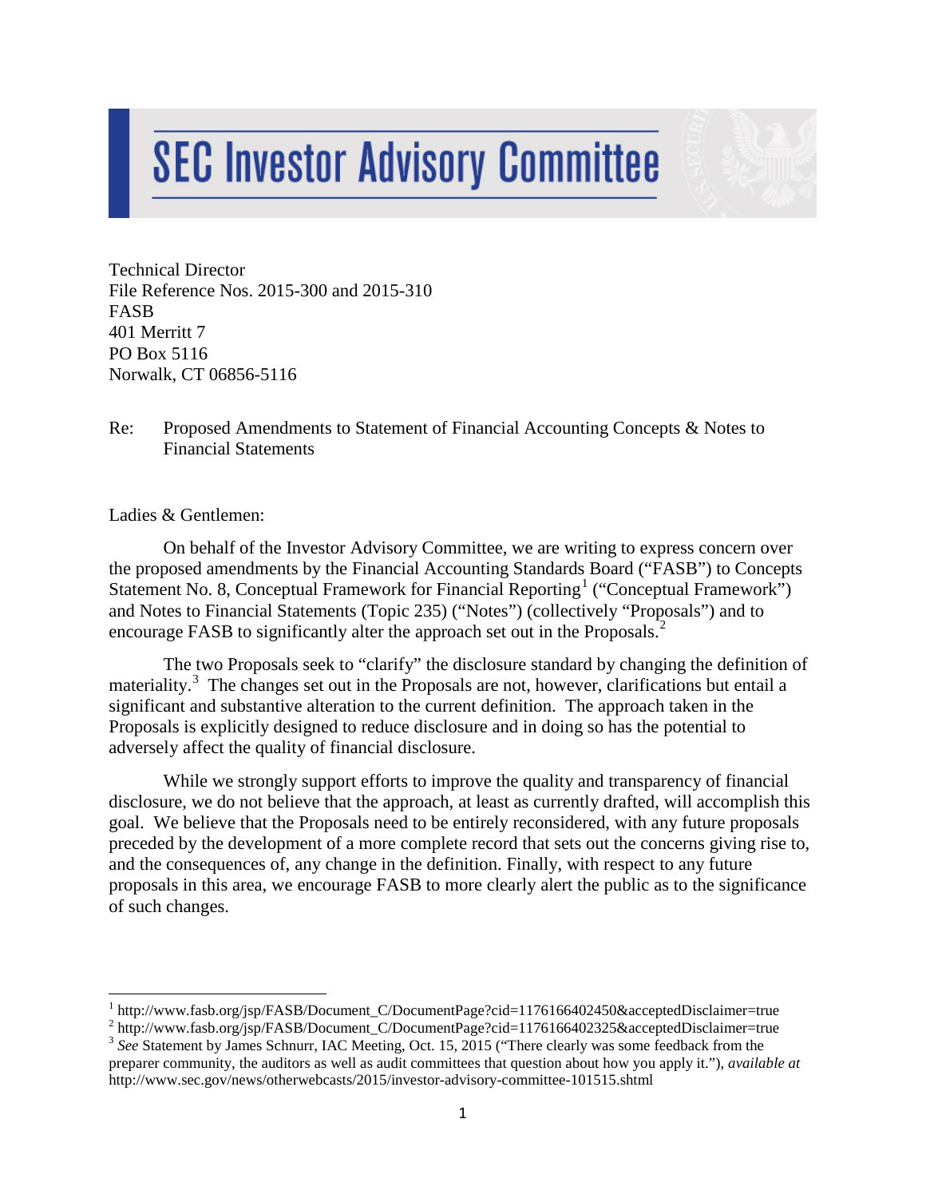# SEC Investor Advisory Committee

Technical Director
File Reference Nos. 2015-300 and 2015-310
FASB
401 Merritt 7
PO Box 5116
Norwalk, CT 06856-5116

Re: Proposed Amendments to Statement of Financial Accounting Concepts & Notes to Financial Statements

Ladies & Gentlemen:

On behalf of the Investor Advisory Committee, we are writing to express concern over the proposed amendments by the Financial Accounting Standards Board ("FASB") to Concepts Statement No. 8, Conceptual Framework for Financial Reporting[1] ("Conceptual Framework") and Notes to Financial Statements (Topic 235) ("Notes") (collectively "Proposals") and to encourage FASB to significantly alter the approach set out in the Proposals.[2]

The two Proposals seek to "clarify" the disclosure standard by changing the definition of materiality.[3] The changes set out in the Proposals are not, however, clarifications but entail a significant and substantive alteration to the current definition. The approach taken in the Proposals is explicitly designed to reduce disclosure and in doing so has the potential to adversely affect the quality of financial disclosure.

While we strongly support efforts to improve the quality and transparency of financial disclosure, we do not believe that the approach, at least as currently drafted, will accomplish this goal. We believe that the Proposals need to be entirely reconsidered, with any future proposals preceded by the development of a more complete record that sets out the concerns giving rise to, and the consequences of, any change in the definition. Finally, with respect to any future proposals in this area, we encourage FASB to more clearly alert the public as to the significance of such changes.

---

[1] http://www.fasb.org/jsp/FASB/Document_C/DocumentPage?cid=1176166402450&acceptedDisclaimer=true

[2] http://www.fasb.org/jsp/FASB/Document_C/DocumentPage?cid=1176166402325&acceptedDisclaimer=true

[3] *See* Statement by James Schnurr, IAC Meeting, Oct. 15, 2015 ("There clearly was some feedback from the preparer community, the auditors as well as audit committees that question about how you apply it."), *available at* http://www.sec.gov/news/otherwebcasts/2015/investor-advisory-committee-101515.shtml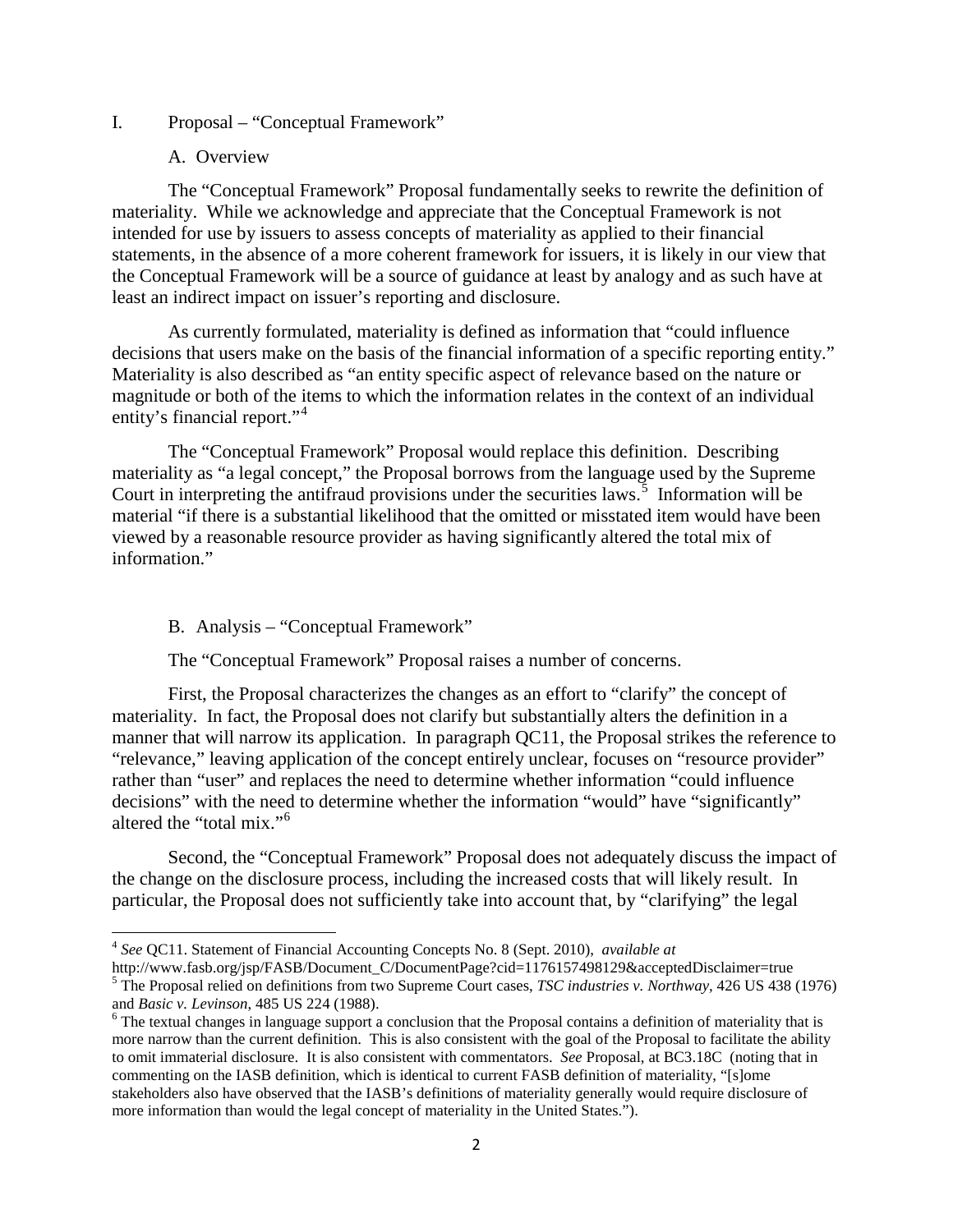I. Proposal – "Conceptual Framework"

A. Overview

The "Conceptual Framework" Proposal fundamentally seeks to rewrite the definition of materiality. While we acknowledge and appreciate that the Conceptual Framework is not intended for use by issuers to assess concepts of materiality as applied to their financial statements, in the absence of a more coherent framework for issuers, it is likely in our view that the Conceptual Framework will be a source of guidance at least by analogy and as such have at least an indirect impact on issuer's reporting and disclosure.

As currently formulated, materiality is defined as information that "could influence decisions that users make on the basis of the financial information of a specific reporting entity." Materiality is also described as "an entity specific aspect of relevance based on the nature or magnitude or both of the items to which the information relates in the context of an individual entity's financial report."[4]

The "Conceptual Framework" Proposal would replace this definition. Describing materiality as "a legal concept," the Proposal borrows from the language used by the Supreme Court in interpreting the antifraud provisions under the securities laws.[5] Information will be material "if there is a substantial likelihood that the omitted or misstated item would have been viewed by a reasonable resource provider as having significantly altered the total mix of information."

B. Analysis – "Conceptual Framework"

The "Conceptual Framework" Proposal raises a number of concerns.

First, the Proposal characterizes the changes as an effort to "clarify" the concept of materiality. In fact, the Proposal does not clarify but substantially alters the definition in a manner that will narrow its application. In paragraph QC11, the Proposal strikes the reference to "relevance," leaving application of the concept entirely unclear, focuses on "resource provider" rather than "user" and replaces the need to determine whether information "could influence decisions" with the need to determine whether the information "would" have "significantly" altered the "total mix."[6]

Second, the "Conceptual Framework" Proposal does not adequately discuss the impact of the change on the disclosure process, including the increased costs that will likely result. In particular, the Proposal does not sufficiently take into account that, by "clarifying" the legal

---

[4] *See* QC11. Statement of Financial Accounting Concepts No. 8 (Sept. 2010), *available at* http://www.fasb.org/jsp/FASB/Document_C/DocumentPage?cid=1176157498129&acceptedDisclaimer=true

[5] The Proposal relied on definitions from two Supreme Court cases, *TSC industries v. Northway,* 426 US 438 (1976) and *Basic v. Levinson*, 485 US 224 (1988).

[6] The textual changes in language support a conclusion that the Proposal contains a definition of materiality that is more narrow than the current definition. This is also consistent with the goal of the Proposal to facilitate the ability to omit immaterial disclosure. It is also consistent with commentators. *See* Proposal, at BC3.18C (noting that in commenting on the IASB definition, which is identical to current FASB definition of materiality, "[s]ome stakeholders also have observed that the IASB's definitions of materiality generally would require disclosure of more information than would the legal concept of materiality in the United States.").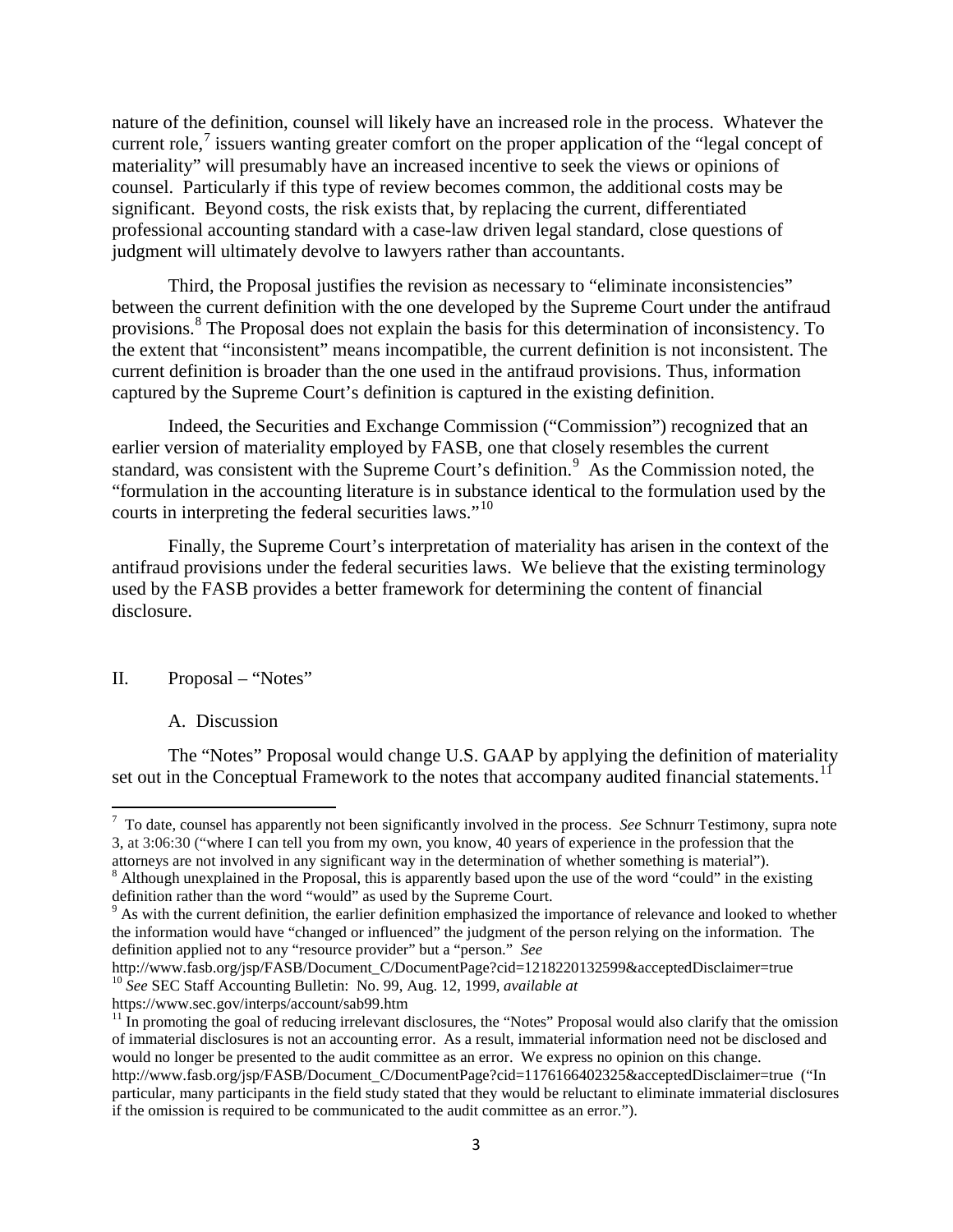nature of the definition, counsel will likely have an increased role in the process. Whatever the current role,[7] issuers wanting greater comfort on the proper application of the "legal concept of materiality" will presumably have an increased incentive to seek the views or opinions of counsel. Particularly if this type of review becomes common, the additional costs may be significant. Beyond costs, the risk exists that, by replacing the current, differentiated professional accounting standard with a case-law driven legal standard, close questions of judgment will ultimately devolve to lawyers rather than accountants.

Third, the Proposal justifies the revision as necessary to "eliminate inconsistencies" between the current definition with the one developed by the Supreme Court under the antifraud provisions.[8] The Proposal does not explain the basis for this determination of inconsistency. To the extent that "inconsistent" means incompatible, the current definition is not inconsistent. The current definition is broader than the one used in the antifraud provisions. Thus, information captured by the Supreme Court's definition is captured in the existing definition.

Indeed, the Securities and Exchange Commission ("Commission") recognized that an earlier version of materiality employed by FASB, one that closely resembles the current standard, was consistent with the Supreme Court's definition.[9] As the Commission noted, the "formulation in the accounting literature is in substance identical to the formulation used by the courts in interpreting the federal securities laws."[10]

Finally, the Supreme Court's interpretation of materiality has arisen in the context of the antifraud provisions under the federal securities laws. We believe that the existing terminology used by the FASB provides a better framework for determining the content of financial disclosure.

## II. Proposal – "Notes"

### A. Discussion

The "Notes" Proposal would change U.S. GAAP by applying the definition of materiality set out in the Conceptual Framework to the notes that accompany audited financial statements.[11]

---

[7] To date, counsel has apparently not been significantly involved in the process. *See* Schnurr Testimony, supra note 3, at 3:06:30 ("where I can tell you from my own, you know, 40 years of experience in the profession that the attorneys are not involved in any significant way in the determination of whether something is material").

[8] Although unexplained in the Proposal, this is apparently based upon the use of the word "could" in the existing definition rather than the word "would" as used by the Supreme Court.

[9] As with the current definition, the earlier definition emphasized the importance of relevance and looked to whether the information would have "changed or influenced" the judgment of the person relying on the information. The definition applied not to any "resource provider" but a "person." *See* http://www.fasb.org/jsp/FASB/Document_C/DocumentPage?cid=1218220132599&acceptedDisclaimer=true

[10] *See* SEC Staff Accounting Bulletin: No. 99, Aug. 12, 1999, *available at* https://www.sec.gov/interps/account/sab99.htm

[11] In promoting the goal of reducing irrelevant disclosures, the "Notes" Proposal would also clarify that the omission of immaterial disclosures is not an accounting error. As a result, immaterial information need not be disclosed and would no longer be presented to the audit committee as an error. We express no opinion on this change. http://www.fasb.org/jsp/FASB/Document_C/DocumentPage?cid=1176166402325&acceptedDisclaimer=true ("In particular, many participants in the field study stated that they would be reluctant to eliminate immaterial disclosures if the omission is required to be communicated to the audit committee as an error.").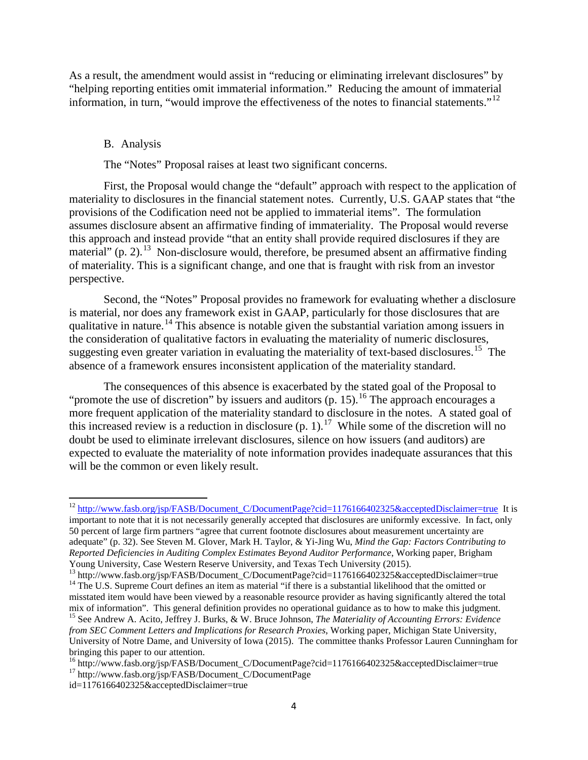As a result, the amendment would assist in "reducing or eliminating irrelevant disclosures" by "helping reporting entities omit immaterial information." Reducing the amount of immaterial information, in turn, "would improve the effectiveness of the notes to financial statements."[12]

B. Analysis

The "Notes" Proposal raises at least two significant concerns.

First, the Proposal would change the "default" approach with respect to the application of materiality to disclosures in the financial statement notes. Currently, U.S. GAAP states that "the provisions of the Codification need not be applied to immaterial items". The formulation assumes disclosure absent an affirmative finding of immateriality. The Proposal would reverse this approach and instead provide "that an entity shall provide required disclosures if they are material" (p. 2).[13] Non-disclosure would, therefore, be presumed absent an affirmative finding of materiality. This is a significant change, and one that is fraught with risk from an investor perspective.

Second, the "Notes" Proposal provides no framework for evaluating whether a disclosure is material, nor does any framework exist in GAAP, particularly for those disclosures that are qualitative in nature.[14] This absence is notable given the substantial variation among issuers in the consideration of qualitative factors in evaluating the materiality of numeric disclosures, suggesting even greater variation in evaluating the materiality of text-based disclosures.[15] The absence of a framework ensures inconsistent application of the materiality standard.

The consequences of this absence is exacerbated by the stated goal of the Proposal to "promote the use of discretion" by issuers and auditors (p. 15).[16] The approach encourages a more frequent application of the materiality standard to disclosure in the notes. A stated goal of this increased review is a reduction in disclosure (p. 1).[17] While some of the discretion will no doubt be used to eliminate irrelevant disclosures, silence on how issuers (and auditors) are expected to evaluate the materiality of note information provides inadequate assurances that this will be the common or even likely result.

---

[12] http://www.fasb.org/jsp/FASB/Document_C/DocumentPage?cid=1176166402325&acceptedDisclaimer=true It is important to note that it is not necessarily generally accepted that disclosures are uniformly excessive. In fact, only 50 percent of large firm partners "agree that current footnote disclosures about measurement uncertainty are adequate" (p. 32). See Steven M. Glover, Mark H. Taylor, & Yi-Jing Wu, *Mind the Gap: Factors Contributing to Reported Deficiencies in Auditing Complex Estimates Beyond Auditor Performance*, Working paper, Brigham Young University, Case Western Reserve University, and Texas Tech University (2015).

[13] http://www.fasb.org/jsp/FASB/Document_C/DocumentPage?cid=1176166402325&acceptedDisclaimer=true

[14] The U.S. Supreme Court defines an item as material "if there is a substantial likelihood that the omitted or misstated item would have been viewed by a reasonable resource provider as having significantly altered the total mix of information". This general definition provides no operational guidance as to how to make this judgment.

[15] See Andrew A. Acito, Jeffrey J. Burks, & W. Bruce Johnson, *The Materiality of Accounting Errors: Evidence from SEC Comment Letters and Implications for Research Proxies,* Working paper, Michigan State University, University of Notre Dame, and University of Iowa (2015). The committee thanks Professor Lauren Cunningham for bringing this paper to our attention.

[16] http://www.fasb.org/jsp/FASB/Document_C/DocumentPage?cid=1176166402325&acceptedDisclaimer=true

[17] http://www.fasb.org/jsp/FASB/Document_C/DocumentPage id=1176166402325&acceptedDisclaimer=true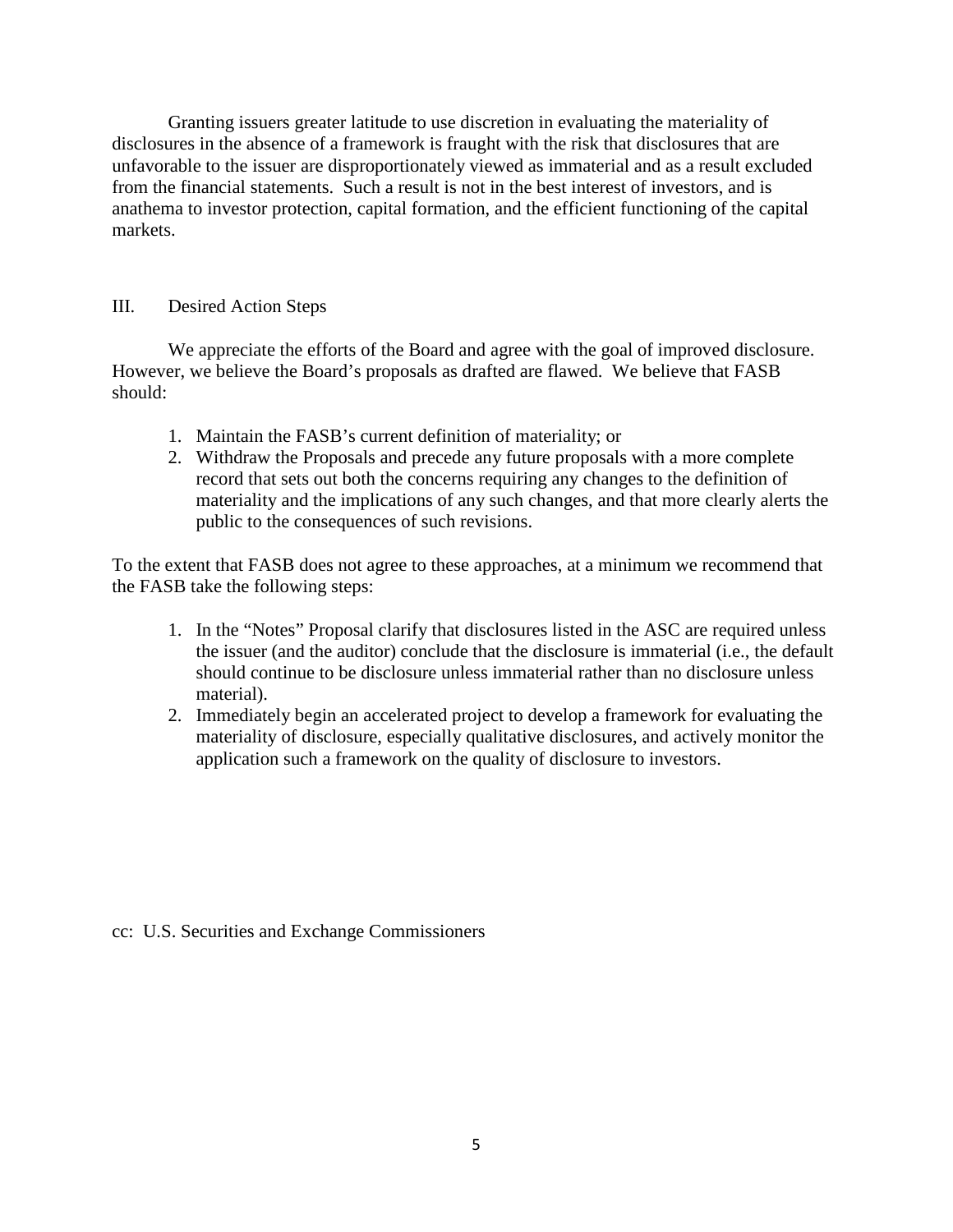Granting issuers greater latitude to use discretion in evaluating the materiality of disclosures in the absence of a framework is fraught with the risk that disclosures that are unfavorable to the issuer are disproportionately viewed as immaterial and as a result excluded from the financial statements. Such a result is not in the best interest of investors, and is anathema to investor protection, capital formation, and the efficient functioning of the capital markets.

## III. Desired Action Steps

We appreciate the efforts of the Board and agree with the goal of improved disclosure. However, we believe the Board's proposals as drafted are flawed. We believe that FASB should:

1. Maintain the FASB's current definition of materiality; or
2. Withdraw the Proposals and precede any future proposals with a more complete record that sets out both the concerns requiring any changes to the definition of materiality and the implications of any such changes, and that more clearly alerts the public to the consequences of such revisions.

To the extent that FASB does not agree to these approaches, at a minimum we recommend that the FASB take the following steps:

1. In the "Notes" Proposal clarify that disclosures listed in the ASC are required unless the issuer (and the auditor) conclude that the disclosure is immaterial (i.e., the default should continue to be disclosure unless immaterial rather than no disclosure unless material).
2. Immediately begin an accelerated project to develop a framework for evaluating the materiality of disclosure, especially qualitative disclosures, and actively monitor the application such a framework on the quality of disclosure to investors.

cc: U.S. Securities and Exchange Commissioners